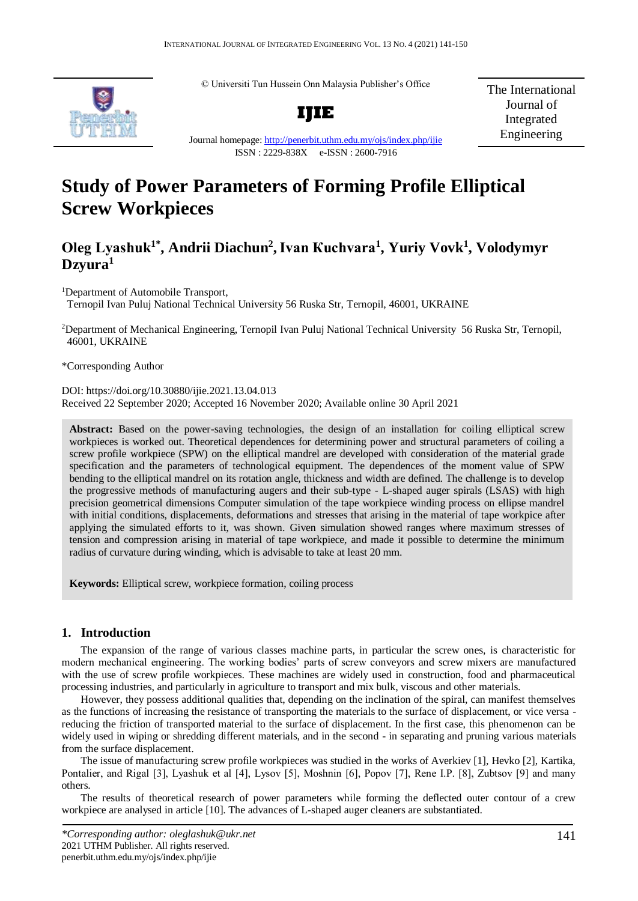© Universiti Tun Hussein Onn Malaysia Publisher's Office

**IJIE**

Journal homepage: http://penerbit.uthm.edu.my/ojs/index.php/ijie

ISSN : 2229-838X e-ISSN : 2600-7916

The International Journal of Integrated Engineering

# Study of Power Parameters of Forming Profile Elliptical Screw Workpieces

**Oleg Lyashuk[1*], Andrii Diachun[2], Ivan Kuchvara[1], Yuriy Vovk[1], Volodymyr Dzyura[1]**

[1]Department of Automobile Transport, Ternopil Ivan Puluj National Technical University 56 Ruska Str, Ternopil, 46001, UKRAINE

[2]Department of Mechanical Engineering, Ternopil Ivan Puluj National Technical University 56 Ruska Str, Ternopil, 46001, UKRAINE

*Corresponding Author

DOI: https://doi.org/10.30880/ijie.2021.13.04.013

Received 22 September 2020; Accepted 16 November 2020; Available online 30 April 2021

**Abstract:** Based on the power-saving technologies, the design of an installation for coiling elliptical screw workpieces is worked out. Theoretical dependences for determining power and structural parameters of coiling a screw profile workpiece (SPW) on the elliptical mandrel are developed with consideration of the material grade specification and the parameters of technological equipment. The dependences of the moment value of SPW bending to the elliptical mandrel on its rotation angle, thickness and width are defined. The challenge is to develop the progressive methods of manufacturing augers and their sub-type - L-shaped auger spirals (LSAS) with high precision geometrical dimensions Computer simulation of the tape workpiece winding process on ellipse mandrel with initial conditions, displacements, deformations and stresses that arising in the material of tape workpiece after applying the simulated efforts to it, was shown. Given simulation showed ranges where maximum stresses of tension and compression arising in material of tape workpiece, and made it possible to determine the minimum radius of curvature during winding, which is advisable to take at least 20 mm.

**Keywords:** Elliptical screw, workpiece formation, coiling process

## 1. Introduction

The expansion of the range of various classes machine parts, in particular the screw ones, is characteristic for modern mechanical engineering. The working bodies' parts of screw conveyors and screw mixers are manufactured with the use of screw profile workpieces. These machines are widely used in construction, food and pharmaceutical processing industries, and particularly in agriculture to transport and mix bulk, viscous and other materials.

However, they possess additional qualities that, depending on the inclination of the spiral, can manifest themselves as the functions of increasing the resistance of transporting the materials to the surface of displacement, or vice versa - reducing the friction of transported material to the surface of displacement. In the first case, this phenomenon can be widely used in wiping or shredding different materials, and in the second - in separating and pruning various materials from the surface displacement.

The issue of manufacturing screw profile workpieces was studied in the works of Averkiev [1], Hevko [2], Kartika, Pontalier, and Rigal [3], Lyashuk et al [4], Lysov [5], Moshnin [6], Popov [7], Rene I.P. [8], Zubtsov [9] and many others.

The results of theoretical research of power parameters while forming the deflected outer contour of a crew workpiece are analysed in article [10]. The advances of L-shaped auger cleaners are substantiated.

*\*Corresponding author: oleglashuk@ukr.net*
2021 UTHM Publisher. All rights reserved.
penerbit.uthm.edu.my/ojs/index.php/ijie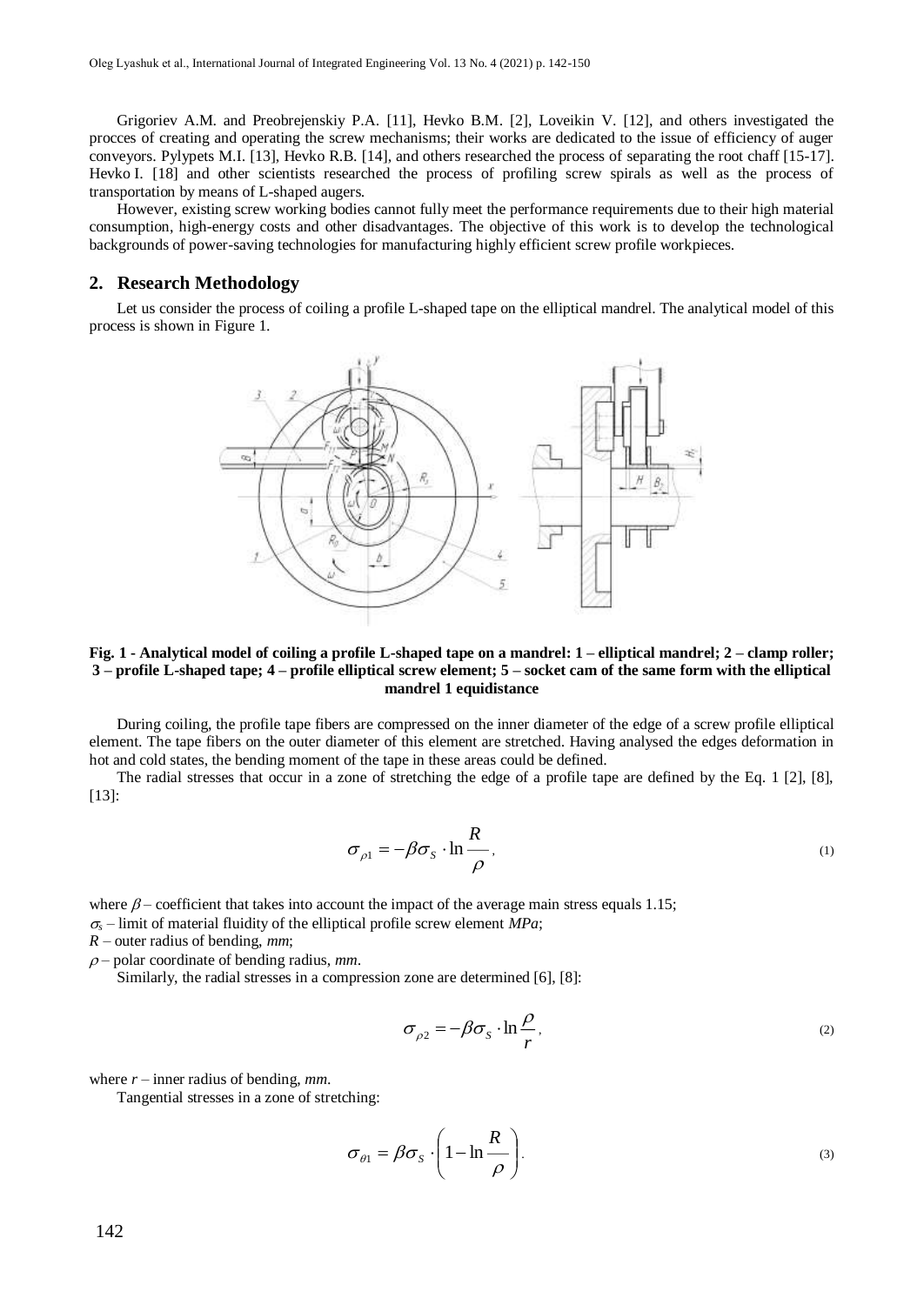Grigoriev A.M. and Preobrejenskiy P.A. [11], Hevko B.M. [2], Loveikin V. [12], and others investigated the procces of creating and operating the screw mechanisms; their works are dedicated to the issue of efficiency of auger conveyors. Pylypets M.I. [13], Hevko R.B. [14], and others researched the process of separating the root chaff [15-17]. Hevko I. [18] and other scientists researched the process of profiling screw spirals as well as the process of transportation by means of L-shaped augers.

However, existing screw working bodies cannot fully meet the performance requirements due to their high material consumption, high-energy costs and other disadvantages. The objective of this work is to develop the technological backgrounds of power-saving technologies for manufacturing highly efficient screw profile workpieces.

## 2. Research Methodology

Let us consider the process of coiling a profile L-shaped tape on the elliptical mandrel. The analytical model of this process is shown in Figure 1.

**Fig. 1 - Analytical model of coiling a profile L-shaped tape on a mandrel: 1 – elliptical mandrel; 2 – clamp roller; 3 – profile L-shaped tape; 4 – profile elliptical screw element; 5 – socket cam of the same form with the elliptical mandrel 1 equidistance**

During coiling, the profile tape fibers are compressed on the inner diameter of the edge of a screw profile elliptical element. The tape fibers on the outer diameter of this element are stretched. Having analysed the edges deformation in hot and cold states, the bending moment of the tape in these areas could be defined.

The radial stresses that occur in a zone of stretching the edge of a profile tape are defined by the Eq. 1 [2], [8], [13]:

$$\sigma_{\rho 1} = -\beta \sigma_S \cdot \ln \frac{R}{\rho}, \tag{1}$$

where $\beta$ – coefficient that takes into account the impact of the average main stress equals 1.15;
$\sigma_s$ – limit of material fluidity of the elliptical profile screw element *MPa*;
$R$ – outer radius of bending, *mm*;
$\rho$ – polar coordinate of bending radius, *mm*.

Similarly, the radial stresses in a compression zone are determined [6], [8]:

$$\sigma_{\rho 2} = -\beta \sigma_S \cdot \ln \frac{\rho}{r}, \tag{2}$$

where $r$ – inner radius of bending, *mm*.

Tangential stresses in a zone of stretching:

$$\sigma_{\theta 1} = \beta \sigma_S \cdot \left(1 - \ln \frac{R}{\rho}\right). \tag{3}$$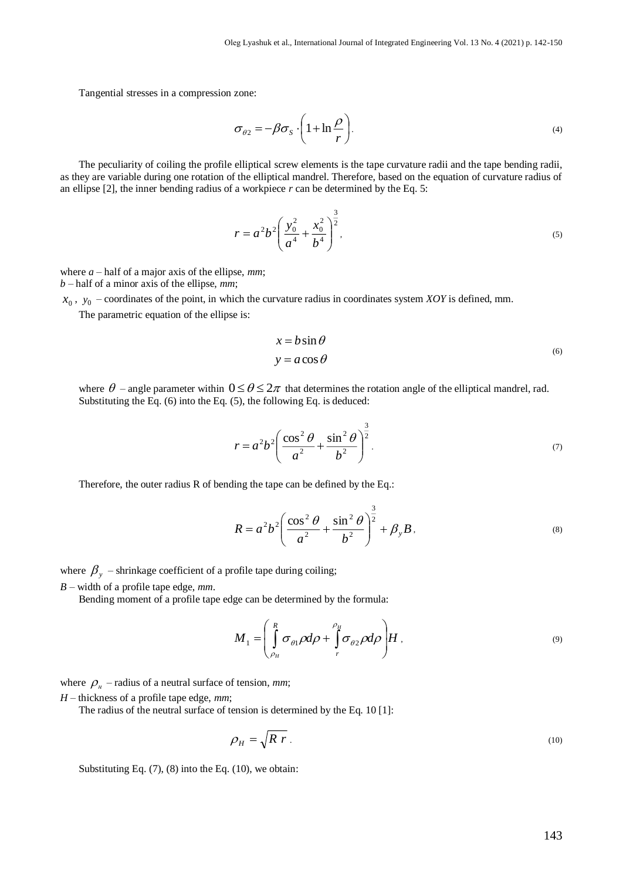Tangential stresses in a compression zone:

$$\sigma_{\theta 2} = -\beta \sigma_S \cdot \left(1 + \ln \frac{\rho}{r}\right). \tag{4}$$

The peculiarity of coiling the profile elliptical screw elements is the tape curvature radii and the tape bending radii, as they are variable during one rotation of the elliptical mandrel. Therefore, based on the equation of curvature radius of an ellipse [2], the inner bending radius of a workpiece *r* can be determined by the Eq. 5:

$$r = a^2 b^2 \left( \frac{y_0^2}{a^4} + \frac{x_0^2}{b^4} \right)^{\frac{3}{2}}, \tag{5}$$

where $a$ – half of a major axis of the ellipse, *mm*;
$b$ – half of a minor axis of the ellipse, *mm*;
$x_0$ , $y_0$ – coordinates of the point, in which the curvature radius in coordinates system *XOY* is defined, mm.

The parametric equation of the ellipse is:

$$\begin{aligned} x &= b \sin \theta \\ y &= a \cos \theta \end{aligned} \tag{6}$$

where $\theta$ – angle parameter within $0 \le \theta \le 2\pi$ that determines the rotation angle of the elliptical mandrel, rad.
Substituting the Eq. (6) into the Eq. (5), the following Eq. is deduced:

$$r = a^2 b^2 \left( \frac{\cos^2 \theta}{a^2} + \frac{\sin^2 \theta}{b^2} \right)^{\frac{3}{2}}. \tag{7}$$

Therefore, the outer radius R of bending the tape can be defined by the Eq.:

$$R = a^2 b^2 \left( \frac{\cos^2 \theta}{a^2} + \frac{\sin^2 \theta}{b^2} \right)^{\frac{3}{2}} + \beta_y B, \tag{8}$$

where $\beta_y$ – shrinkage coefficient of a profile tape during coiling;
$B$ – width of a profile tape edge, *mm*.

Bending moment of a profile tape edge can be determined by the formula:

$$M_1 = \left( \int_{\rho_H}^{R} \sigma_{\theta 1} \rho d\rho + \int_{r}^{\rho_H} \sigma_{\theta 2} \rho d\rho \right) H, \tag{9}$$

where $\rho_н$ – radius of a neutral surface of tension, *mm*;
$H$ – thickness of a profile tape edge, *mm*;

The radius of the neutral surface of tension is determined by the Eq. 10 [1]:

$$\rho_H = \sqrt{R\, r}. \tag{10}$$

Substituting Eq. (7), (8) into the Eq. (10), we obtain: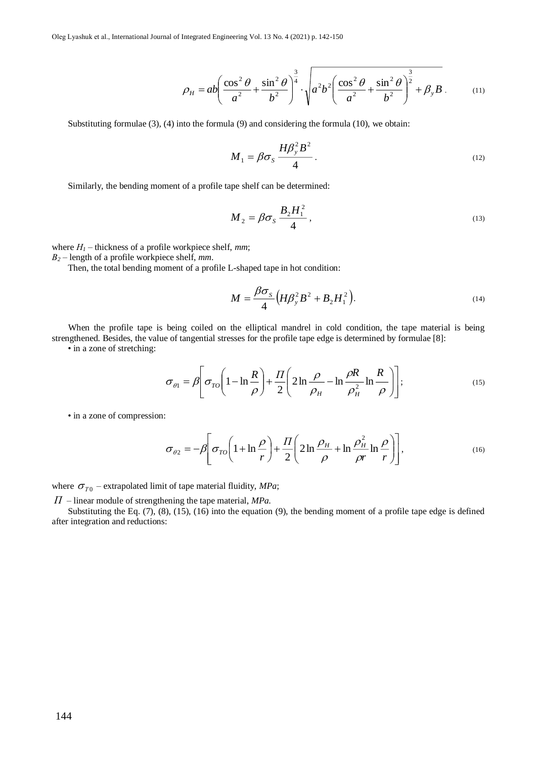$$\rho_H = ab\left(\frac{\cos^2\theta}{a^2} + \frac{\sin^2\theta}{b^2}\right)^{\frac{3}{4}} \cdot \sqrt{a^2b^2\left(\frac{\cos^2\theta}{a^2} + \frac{\sin^2\theta}{b^2}\right)^{\frac{3}{2}} + \beta_y B}\,. \tag{11}$$

Substituting formulae (3), (4) into the formula (9) and considering the formula (10), we obtain:

$$M_1 = \beta\sigma_S \frac{H\beta_y^2 B^2}{4}\,. \tag{12}$$

Similarly, the bending moment of a profile tape shelf can be determined:

$$M_2 = \beta\sigma_S \frac{B_2 H_1^2}{4}\,, \tag{13}$$

where $H_1$ – thickness of a profile workpiece shelf, *mm*;
$B_2$ – length of a profile workpiece shelf, *mm*.

Then, the total bending moment of a profile L-shaped tape in hot condition:

$$M = \frac{\beta\sigma_S}{4}\left(H\beta_y^2 B^2 + B_2 H_1^2\right). \tag{14}$$

When the profile tape is being coiled on the elliptical mandrel in cold condition, the tape material is being strengthened. Besides, the value of tangential stresses for the profile tape edge is determined by formulae [8]:

- in a zone of stretching:

$$\sigma_{\theta 1} = \beta\left[\sigma_{TO}\left(1 - \ln\frac{R}{\rho}\right) + \frac{\Pi}{2}\left(2\ln\frac{\rho}{\rho_H} - \ln\frac{\rho R}{\rho_H^2}\ln\frac{R}{\rho}\right)\right]; \tag{15}$$

- in a zone of compression:

$$\sigma_{\theta 2} = -\beta\left[\sigma_{TO}\left(1 + \ln\frac{\rho}{r}\right) + \frac{\Pi}{2}\left(2\ln\frac{\rho_H}{\rho} + \ln\frac{\rho_H^2}{\rho r}\ln\frac{\rho}{r}\right)\right], \tag{16}$$

where $\sigma_{T0}$ – extrapolated limit of tape material fluidity, *MPa*;

$\Pi$ – linear module of strengthening the tape material, *MPa.*

Substituting the Eq. (7), (8), (15), (16) into the equation (9), the bending moment of a profile tape edge is defined after integration and reductions: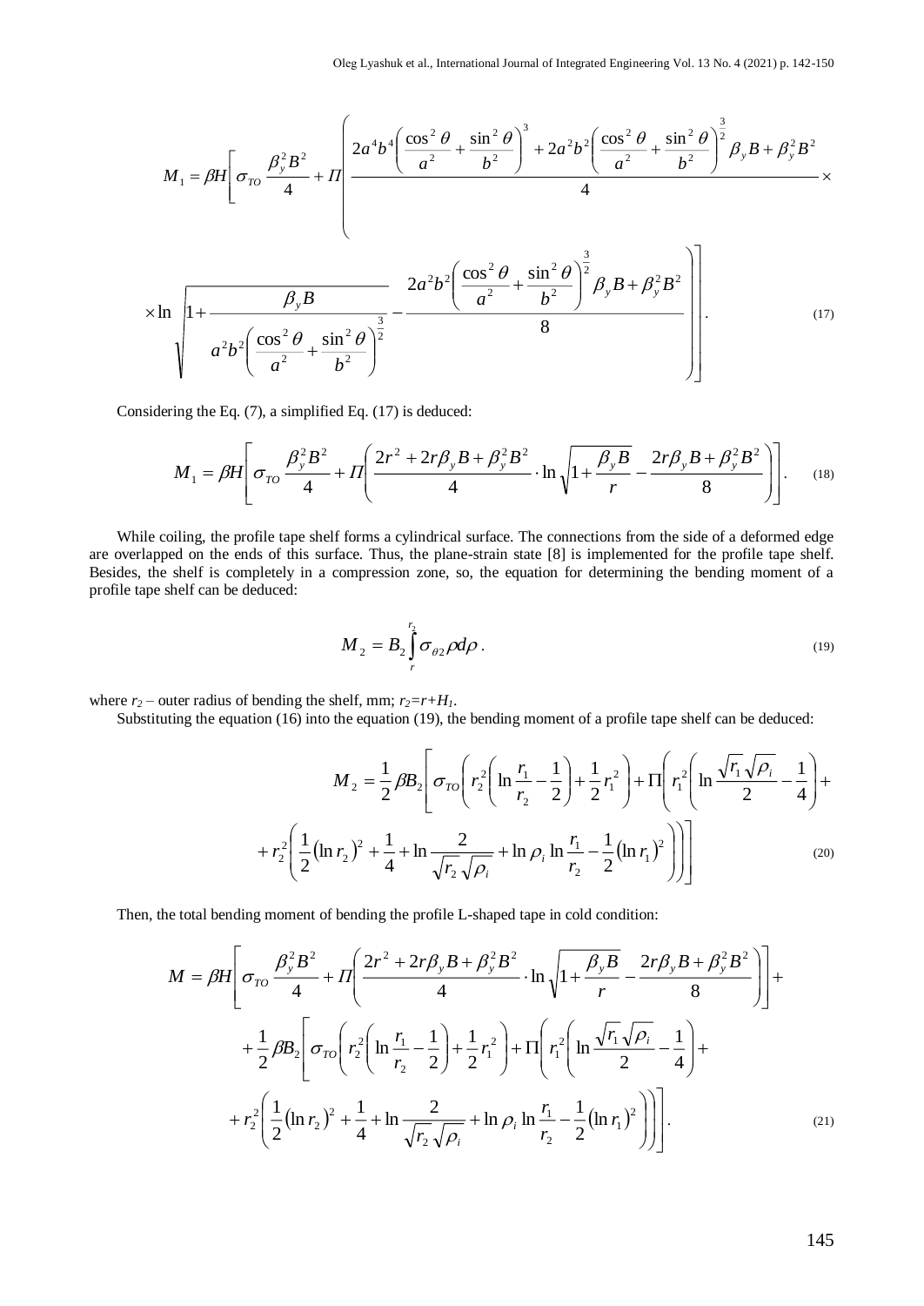$$M_1 = \beta H\left[\sigma_{TO}\frac{\beta_y^2 B^2}{4} + \Pi\left(\frac{2a^4b^4\left(\frac{\cos^2\theta}{a^2}+\frac{\sin^2\theta}{b^2}\right)^3 + 2a^2b^2\left(\frac{\cos^2\theta}{a^2}+\frac{\sin^2\theta}{b^2}\right)^{\frac{3}{2}}\beta_y B + \beta_y^2 B^2}{4}\times\right.\right.$$

$$\left.\left.\times\ln\sqrt{1+\frac{\beta_y B}{a^2b^2\left(\frac{\cos^2\theta}{a^2}+\frac{\sin^2\theta}{b^2}\right)^{\frac{3}{2}}}} - \frac{2a^2b^2\left(\frac{\cos^2\theta}{a^2}+\frac{\sin^2\theta}{b^2}\right)^{\frac{3}{2}}\beta_y B + \beta_y^2 B^2}{8}\right)\right]. \tag{17}$$

Considering the Eq. (7), a simplified Eq. (17) is deduced:

$$M_1 = \beta H\left[\sigma_{TO}\frac{\beta_y^2 B^2}{4} + \Pi\left(\frac{2r^2 + 2r\beta_y B + \beta_y^2 B^2}{4}\cdot\ln\sqrt{1+\frac{\beta_y B}{r}} - \frac{2r\beta_y B + \beta_y^2 B^2}{8}\right)\right]. \tag{18}$$

While coiling, the profile tape shelf forms a cylindrical surface. The connections from the side of a deformed edge are overlapped on the ends of this surface. Thus, the plane-strain state [8] is implemented for the profile tape shelf. Besides, the shelf is completely in a compression zone, so, the equation for determining the bending moment of a profile tape shelf can be deduced:

$$M_2 = B_2\int_r^{r_2}\sigma_{\theta 2}\rho d\rho. \tag{19}$$

where $r_2$ – outer radius of bending the shelf, mm; $r_2 = r + H_1$.

Substituting the equation (16) into the equation (19), the bending moment of a profile tape shelf can be deduced:

$$M_2 = \frac{1}{2}\beta B_2\left[\sigma_{TO}\left(r_2^2\left(\ln\frac{r_1}{r_2}-\frac{1}{2}\right)+\frac{1}{2}r_1^2\right) + \Pi\left(r_1^2\left(\ln\frac{\sqrt{r_1}\sqrt{\rho_i}}{2}-\frac{1}{4}\right)+\right.\right.$$

$$\left.\left.+r_2^2\left(\frac{1}{2}(\ln r_2)^2+\frac{1}{4}+\ln\frac{2}{\sqrt{r_2}\sqrt{\rho_i}}+\ln\rho_i\ln\frac{r_1}{r_2}-\frac{1}{2}(\ln r_1)^2\right)\right)\right] \tag{20}$$

Then, the total bending moment of bending the profile L-shaped tape in cold condition:

$$M = \beta H\left[\sigma_{TO}\frac{\beta_y^2 B^2}{4} + \Pi\left(\frac{2r^2 + 2r\beta_y B + \beta_y^2 B^2}{4}\cdot\ln\sqrt{1+\frac{\beta_y B}{r}} - \frac{2r\beta_y B + \beta_y^2 B^2}{8}\right)\right] +$$

$$+\frac{1}{2}\beta B_2\left[\sigma_{TO}\left(r_2^2\left(\ln\frac{r_1}{r_2}-\frac{1}{2}\right)+\frac{1}{2}r_1^2\right) + \Pi\left(r_1^2\left(\ln\frac{\sqrt{r_1}\sqrt{\rho_i}}{2}-\frac{1}{4}\right)+\right.\right.$$

$$\left.\left.+r_2^2\left(\frac{1}{2}(\ln r_2)^2+\frac{1}{4}+\ln\frac{2}{\sqrt{r_2}\sqrt{\rho_i}}+\ln\rho_i\ln\frac{r_1}{r_2}-\frac{1}{2}(\ln r_1)^2\right)\right)\right]. \tag{21}$$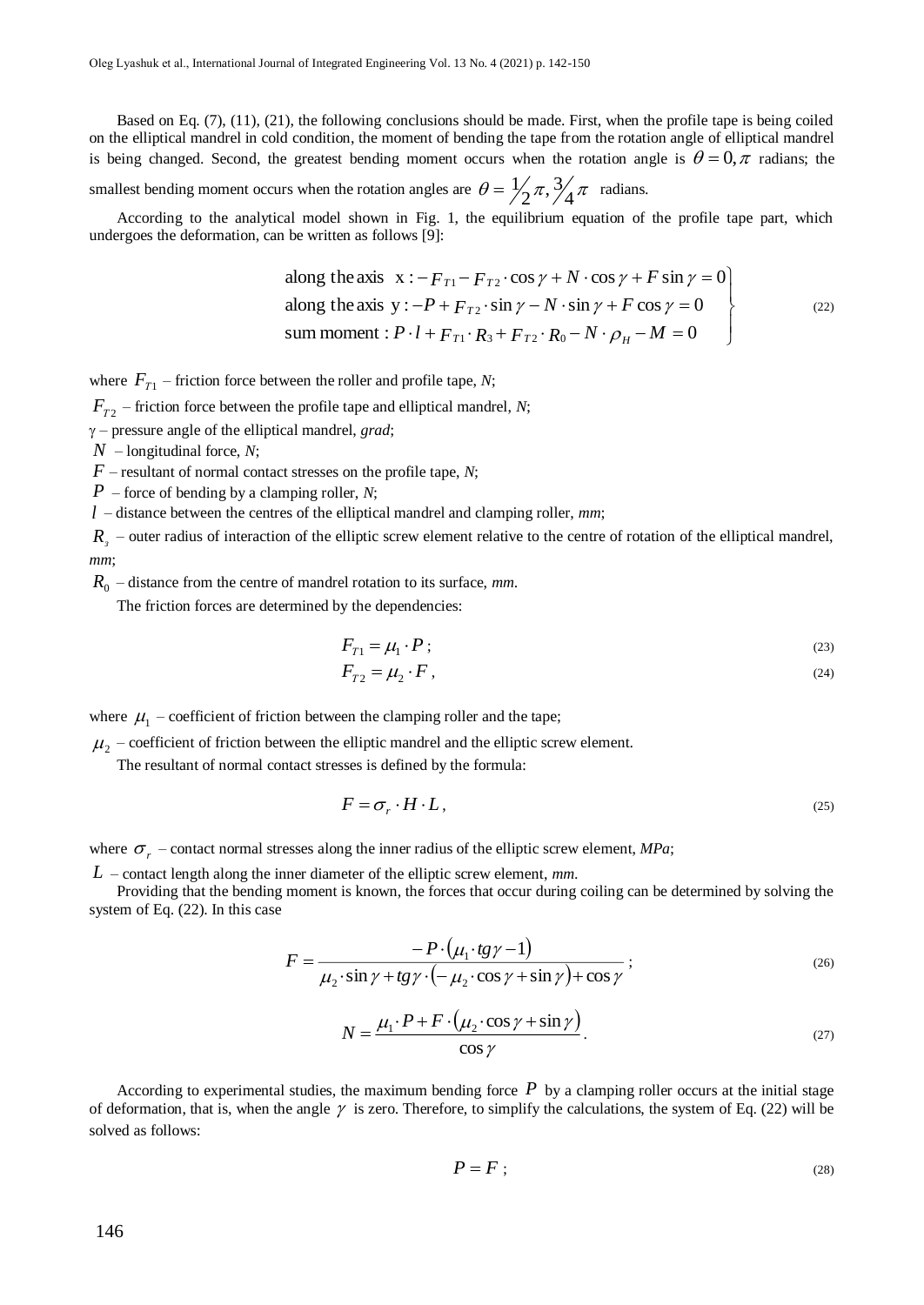Based on Eq. (7), (11), (21), the following conclusions should be made. First, when the profile tape is being coiled on the elliptical mandrel in cold condition, the moment of bending the tape from the rotation angle of elliptical mandrel is being changed. Second, the greatest bending moment occurs when the rotation angle is $\theta = 0, \pi$ radians; the smallest bending moment occurs when the rotation angles are $\theta = \frac{1}{2}\pi, \frac{3}{4}\pi$ radians.

According to the analytical model shown in Fig. 1, the equilibrium equation of the profile tape part, which undergoes the deformation, can be written as follows [9]:

$$\left.\begin{array}{l} \text{along the axis } \ x: -F_{T1} - F_{T2} \cdot \cos\gamma + N \cdot \cos\gamma + F \sin\gamma = 0 \\ \text{along the axis } \ y: -P + F_{T2} \cdot \sin\gamma - N \cdot \sin\gamma + F \cos\gamma = 0 \\ \text{sum moment}: P \cdot l + F_{T1} \cdot R_3 + F_{T2} \cdot R_0 - N \cdot \rho_H - M = 0 \end{array}\right\} \tag{22}$$

where $F_{T1}$ – friction force between the roller and profile tape, *N*;

$F_{T2}$ – friction force between the profile tape and elliptical mandrel, *N*;

$\gamma$ – pressure angle of the elliptical mandrel, *grad*;

$N$ – longitudinal force, *N*;

$F$ – resultant of normal contact stresses on the profile tape, *N*;

$P$ – force of bending by a clamping roller, *N*;

$l$ – distance between the centres of the elliptical mandrel and clamping roller, *mm*;

$R_з$ – outer radius of interaction of the elliptic screw element relative to the centre of rotation of the elliptical mandrel, *mm*;

$R_0$ – distance from the centre of mandrel rotation to its surface, *mm*.

The friction forces are determined by the dependencies:

$$F_{T1} = \mu_1 \cdot P; \tag{23}$$

$$F_{T2} = \mu_2 \cdot F, \tag{24}$$

where $\mu_1$ – coefficient of friction between the clamping roller and the tape;

$\mu_2$ – coefficient of friction between the elliptic mandrel and the elliptic screw element.

The resultant of normal contact stresses is defined by the formula:

$$F = \sigma_r \cdot H \cdot L, \tag{25}$$

where $\sigma_r$ – contact normal stresses along the inner radius of the elliptic screw element, *MPa*;

$L$ – contact length along the inner diameter of the elliptic screw element, *mm*.

Providing that the bending moment is known, the forces that occur during coiling can be determined by solving the system of Eq. (22). In this case

$$F = \frac{-P \cdot (\mu_1 \cdot tg\gamma - 1)}{\mu_2 \cdot \sin\gamma + tg\gamma \cdot (-\mu_2 \cdot \cos\gamma + \sin\gamma) + \cos\gamma}; \tag{26}$$

$$N = \frac{\mu_1 \cdot P + F \cdot (\mu_2 \cdot \cos\gamma + \sin\gamma)}{\cos\gamma}. \tag{27}$$

According to experimental studies, the maximum bending force $P$ by a clamping roller occurs at the initial stage of deformation, that is, when the angle $\gamma$ is zero. Therefore, to simplify the calculations, the system of Eq. (22) will be solved as follows:

$$P = F; \tag{28}$$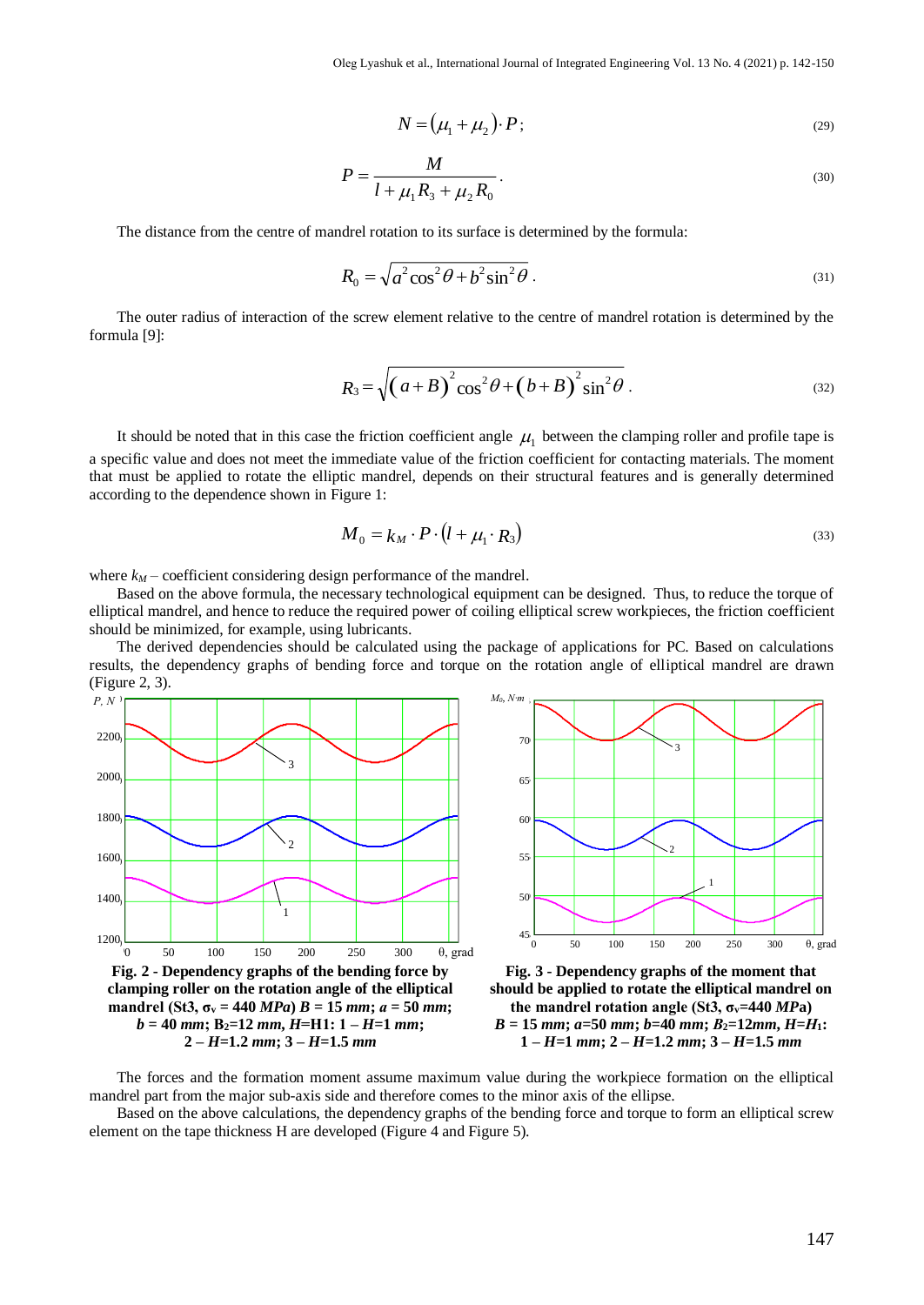$$N = (\mu_1 + \mu_2) \cdot P; \tag{29}$$

$$P = \frac{M}{l + \mu_1 R_3 + \mu_2 R_0}. \tag{30}$$

The distance from the centre of mandrel rotation to its surface is determined by the formula:

$$R_0 = \sqrt{a^2 \cos^2\theta + b^2 \sin^2\theta}. \tag{31}$$

The outer radius of interaction of the screw element relative to the centre of mandrel rotation is determined by the formula [9]:

$$R_3 = \sqrt{(a+B)^2 \cos^2\theta + (b+B)^2 \sin^2\theta}. \tag{32}$$

It should be noted that in this case the friction coefficient angle $\mu_1$ between the clamping roller and profile tape is a specific value and does not meet the immediate value of the friction coefficient for contacting materials. The moment that must be applied to rotate the elliptic mandrel, depends on their structural features and is generally determined according to the dependence shown in Figure 1:

$$M_0 = k_M \cdot P \cdot (l + \mu_1 \cdot R_3) \tag{33}$$

where $k_M$ – coefficient considering design performance of the mandrel.

Based on the above formula, the necessary technological equipment can be designed. Thus, to reduce the torque of elliptical mandrel, and hence to reduce the required power of coiling elliptical screw workpieces, the friction coefficient should be minimized, for example, using lubricants.

The derived dependencies should be calculated using the package of applications for PC. Based on calculations results, the dependency graphs of bending force and torque on the rotation angle of elliptical mandrel are drawn (Figure 2, 3).

**Fig. 2 - Dependency graphs of the bending force by clamping roller on the rotation angle of the elliptical mandrel (St3, $\sigma_v$ = 440 *MPa*) *B* = 15 *mm*; *a* = 50 *mm*; *b* = 40 *mm*; $B_2$=12 *mm*, *H*=H1: 1 – *H*=1 *mm*; 2 – *H*=1.2 *mm*; 3 – *H*=1.5 *mm***

**Fig. 3 - Dependency graphs of the moment that should be applied to rotate the elliptical mandrel on the mandrel rotation angle (St3, $\sigma_v$=440 *MPa*) *B* = 15 *mm*; *a*=50 *mm*; *b*=40 *mm*; $B_2$=12*mm*, *H*=$H_1$: 1 – *H*=1 *mm*; 2 – *H*=1.2 *mm*; 3 – *H*=1.5 *mm***

The forces and the formation moment assume maximum value during the workpiece formation on the elliptical mandrel part from the major sub-axis side and therefore comes to the minor axis of the ellipse.

Based on the above calculations, the dependency graphs of the bending force and torque to form an elliptical screw element on the tape thickness H are developed (Figure 4 and Figure 5).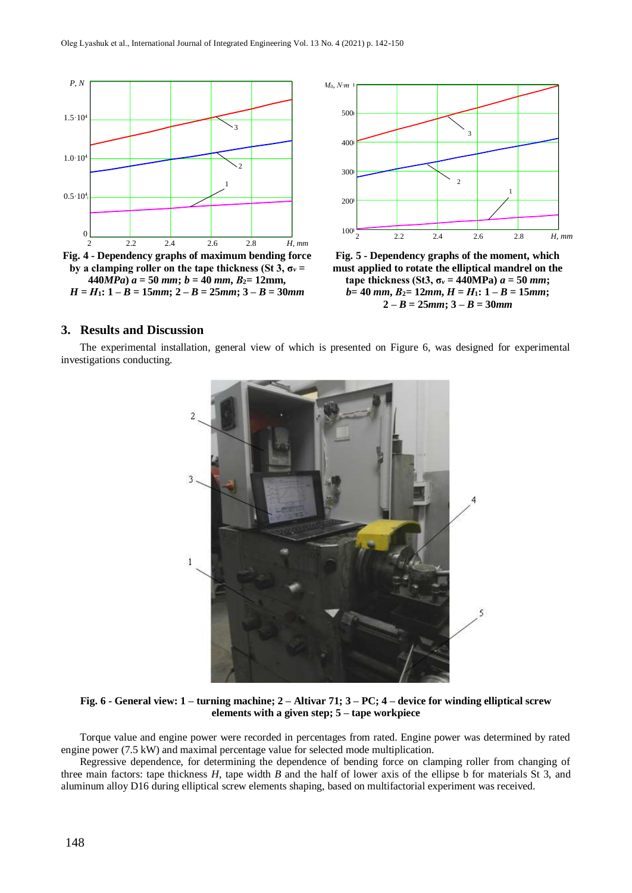**Fig. 4 - Dependency graphs of maximum bending force by a clamping roller on the tape thickness (St 3, $\sigma_v$ = 440*MPa*) $a$ = 50 *mm*; $b$ = 40 *mm*, $B_2$= 12mm, $H = H_1$: 1 – $B$ = 15*mm*; 2 – $B$ = 25*mm*; 3 – $B$ = 30*mm***

**Fig. 5 - Dependency graphs of the moment, which must applied to rotate the elliptical mandrel on the tape thickness (St3, $\sigma_v$ = 440MPa) $a$ = 50 *mm*; $b$= 40 *mm*, $B_2$= 12*mm*, $H = H_1$: 1 – $B$ = 15*mm*; 2 – $B$ = 25*mm*; 3 – $B$ = 30*mm***

## 3. Results and Discussion

The experimental installation, general view of which is presented on Figure 6, was designed for experimental investigations conducting.

**Fig. 6 - General view: 1 – turning machine; 2 – Altivar 71; 3 – PC; 4 – device for winding elliptical screw elements with a given step; 5 – tape workpiece**

Torque value and engine power were recorded in percentages from rated. Engine power was determined by rated engine power (7.5 kW) and maximal percentage value for selected mode multiplication.

Regressive dependence, for determining the dependence of bending force on clamping roller from changing of three main factors: tape thickness $H$, tape width $B$ and the half of lower axis of the ellipse b for materials St 3, and aluminum alloy D16 during elliptical screw elements shaping, based on multifactorial experiment was received.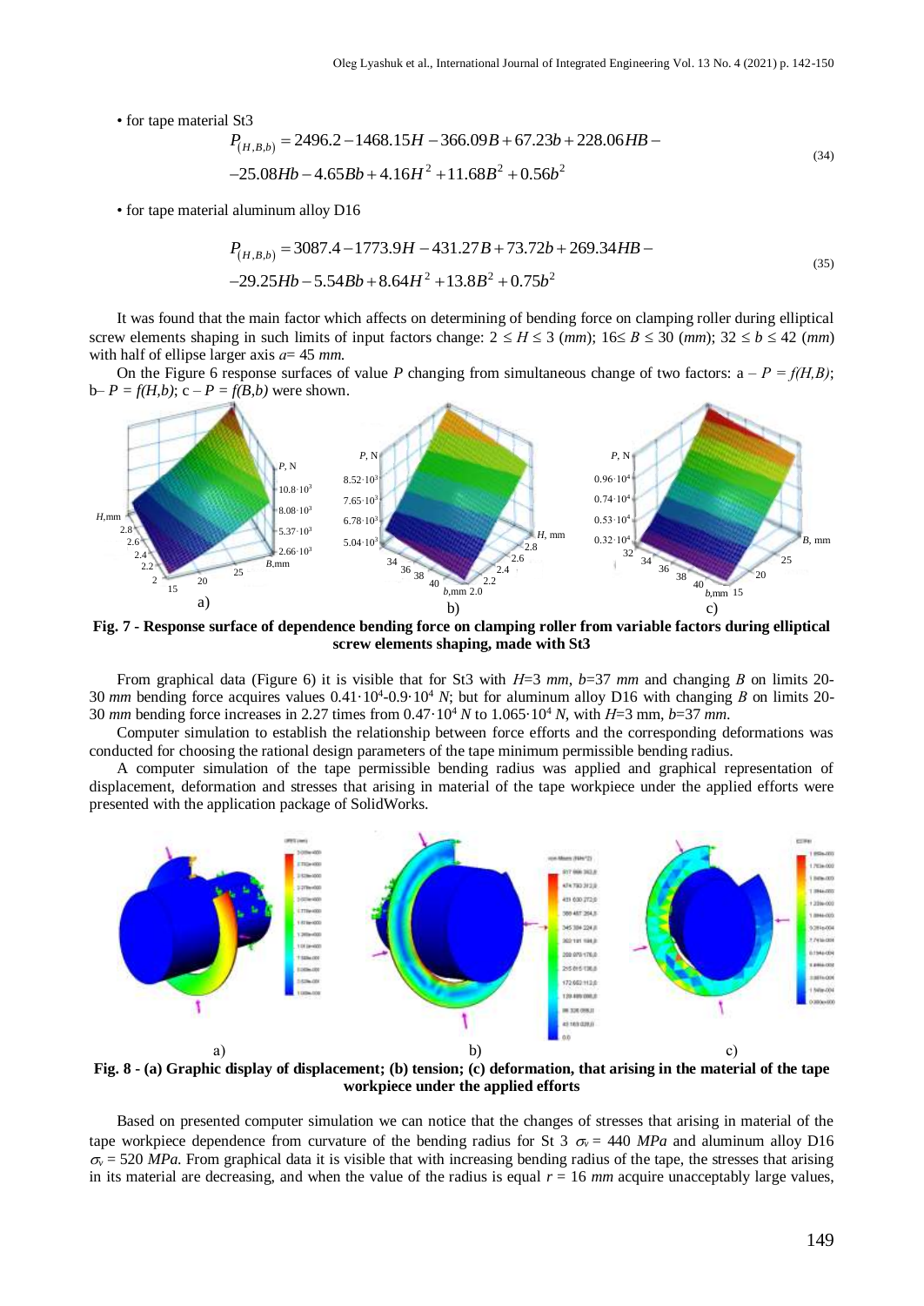• for tape material St3

$$P_{(H,B,b)} = 2496.2 - 1468.15H - 366.09B + 67.23b + 228.06HB - \\ -25.08Hb - 4.65Bb + 4.16H^2 + 11.68B^2 + 0.56b^2 \tag{34}$$

• for tape material aluminum alloy D16

$$P_{(H,B,b)} = 3087.4 - 1773.9H - 431.27B + 73.72b + 269.34HB - \\ -29.25Hb - 5.54Bb + 8.64H^2 + 13.8B^2 + 0.75b^2 \tag{35}$$

It was found that the main factor which affects on determining of bending force on clamping roller during elliptical screw elements shaping in such limits of input factors change: $2 \le H \le 3$ (*mm*); $16 \le B \le 30$ (*mm*); $32 \le b \le 42$ (*mm*) with half of ellipse larger axis $a = 45$ *mm*.

On the Figure 6 response surfaces of value *P* changing from simultaneous change of two factors: a – $P = f(H,B)$; b– $P = f(H,b)$; c – $P = f(B,b)$ were shown.

**Fig. 7 - Response surface of dependence bending force on clamping roller from variable factors during elliptical screw elements shaping, made with St3**

From graphical data (Figure 6) it is visible that for St3 with $H$=3 *mm*, $b$=37 *mm* and changing *B* on limits 20-30 *mm* bending force acquires values $0.41 \cdot 10^4$-$0.9 \cdot 10^4$ *N*; but for aluminum alloy D16 with changing *B* on limits 20-30 *mm* bending force increases in 2.27 times from $0.47 \cdot 10^4$ *N* to $1.065 \cdot 10^4$ *N*, with $H$=3 mm, $b$=37 *mm*.

Computer simulation to establish the relationship between force efforts and the corresponding deformations was conducted for choosing the rational design parameters of the tape minimum permissible bending radius.

A computer simulation of the tape permissible bending radius was applied and graphical representation of displacement, deformation and stresses that arising in material of the tape workpiece under the applied efforts were presented with the application package of SolidWorks.

**Fig. 8 - (a) Graphic display of displacement; (b) tension; (c) deformation, that arising in the material of the tape workpiece under the applied efforts**

Based on presented computer simulation we can notice that the changes of stresses that arising in material of the tape workpiece dependence from curvature of the bending radius for St 3 $\sigma_v$ = 440 *MPa* and aluminum alloy D16 $\sigma_v$ = 520 *MPa*. From graphical data it is visible that with increasing bending radius of the tape, the stresses that arising in its material are decreasing, and when the value of the radius is equal $r$ = 16 *mm* acquire unacceptably large values,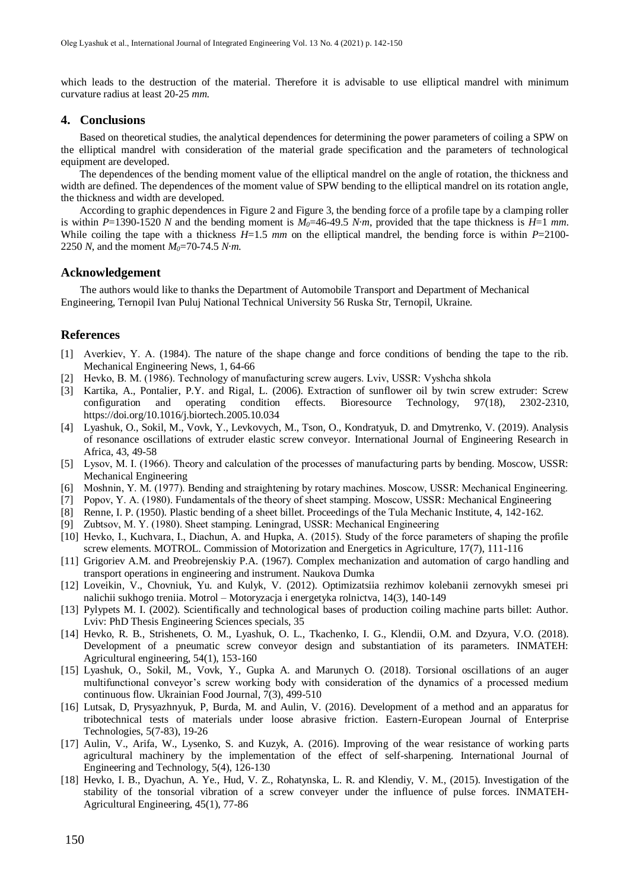which leads to the destruction of the material. Therefore it is advisable to use elliptical mandrel with minimum curvature radius at least 20-25 *mm.*

## 4. Conclusions

Based on theoretical studies, the analytical dependences for determining the power parameters of coiling a SPW on the elliptical mandrel with consideration of the material grade specification and the parameters of technological equipment are developed.

The dependences of the bending moment value of the elliptical mandrel on the angle of rotation, the thickness and width are defined. The dependences of the moment value of SPW bending to the elliptical mandrel on its rotation angle, the thickness and width are developed.

According to graphic dependences in Figure 2 and Figure 3, the bending force of a profile tape by a clamping roller is within $P$=1390-1520 *N* and the bending moment is $M_0$=46-49.5 *N·m*, provided that the tape thickness is $H$=1 *mm*. While coiling the tape with a thickness $H$=1.5 *mm* on the elliptical mandrel, the bending force is within $P$=2100-2250 *N*, and the moment $M_0$=70-74.5 *N·m*.

## Acknowledgement

The authors would like to thanks the Department of Automobile Transport and Department of Mechanical Engineering, Ternopil Ivan Puluj National Technical University 56 Ruska Str, Ternopil, Ukraine.

## References

[1] Averkiev, Y. A. (1984). The nature of the shape change and force conditions of bending the tape to the rib. Mechanical Engineering News, 1, 64-66

[2] Hevko, B. M. (1986). Technology of manufacturing screw augers. Lviv, USSR: Vyshcha shkola

[3] Kartika, A., Pontalier, P.Y. and Rigal, L. (2006). Extraction of sunflower oil by twin screw extruder: Screw configuration and operating condition effects. Bioresource Technology, 97(18), 2302-2310, https://doi.org/10.1016/j.biortech.2005.10.034

[4] Lyashuk, O., Sokil, M., Vovk, Y., Levkovych, M., Tson, O., Kondratyuk, D. and Dmytrenko, V. (2019). Analysis of resonance oscillations of extruder elastic screw conveyor. International Journal of Engineering Research in Africa, 43, 49-58

[5] Lysov, M. I. (1966). Theory and calculation of the processes of manufacturing parts by bending. Moscow, USSR: Mechanical Engineering

[6] Moshnin, Y. M. (1977). Bending and straightening by rotary machines. Moscow, USSR: Mechanical Engineering.

[7] Popov, Y. A. (1980). Fundamentals of the theory of sheet stamping. Moscow, USSR: Mechanical Engineering

[8] Renne, I. P. (1950). Plastic bending of a sheet billet. Proceedings of the Tula Mechanic Institute, 4, 142-162.

[9] Zubtsov, M. Y. (1980). Sheet stamping. Leningrad, USSR: Mechanical Engineering

[10] Hevko, I., Kuchvara, I., Diachun, A. and Hupka, A. (2015). Study of the force parameters of shaping the profile screw elements. MOTROL. Commission of Motorization and Energetics in Agriculture, 17(7), 111-116

[11] Grigoriev A.M. and Preobrejenskiy P.A. (1967). Complex mechanization and automation of cargo handling and transport operations in engineering and instrument. Naukova Dumka

[12] Loveikin, V., Chovniuk, Yu. and Kulyk, V. (2012). Optimizatsiia rezhimov kolebanii zernovykh smesei pri nalichii sukhogo treniia. Motrol – Motoryzacja i energetyka rolnictva, 14(3), 140-149

[13] Pylypets M. I. (2002). Scientifically and technological bases of production coiling machine parts billet: Author. Lviv: PhD Thesis Engineering Sciences specials, 35

[14] Hevko, R. B., Strishenets, O. M., Lyashuk, O. L., Tkachenko, I. G., Klendii, O.M. and Dzyura, V.O. (2018). Development of a pneumatic screw conveyor design and substantiation of its parameters. INMATEH: Agricultural engineering, 54(1), 153-160

[15] Lyashuk, O., Sokil, M., Vovk, Y., Gupka A. and Marunych O. (2018). Torsional oscillations of an auger multifunctional conveyor's screw working body with consideration of the dynamics of a processed medium continuous flow. Ukrainian Food Journal, 7(3), 499-510

[16] Lutsak, D, Prysyazhnyuk, P, Burda, M. and Aulin, V. (2016). Development of a method and an apparatus for tribotechnical tests of materials under loose abrasive friction. Eastern-European Journal of Enterprise Technologies, 5(7-83), 19-26

[17] Aulin, V., Arifa, W., Lysenko, S. and Kuzyk, A. (2016). Improving of the wear resistance of working parts agricultural machinery by the implementation of the effect of self-sharpening. International Journal of Engineering and Technology, 5(4), 126-130

[18] Hevko, I. B., Dyachun, A. Ye., Hud, V. Z., Rohatynska, L. R. and Klendiy, V. M., (2015). Investigation of the stability of the tonsorial vibration of a screw conveyer under the influence of pulse forces. INMATEH-Agricultural Engineering, 45(1), 77-86